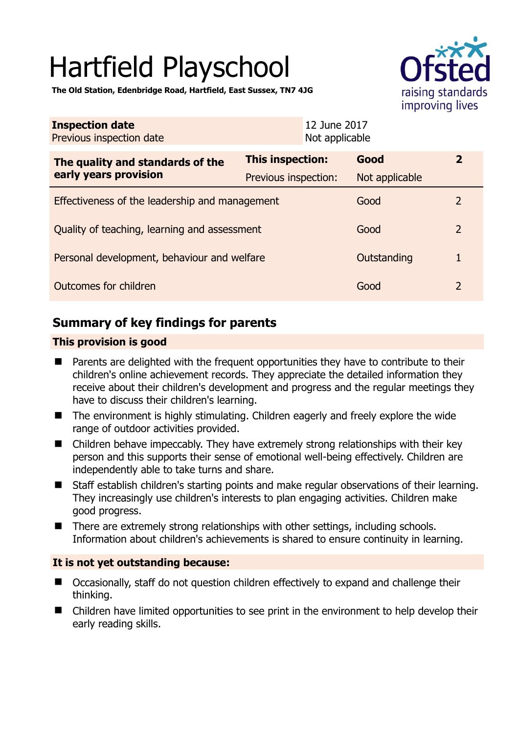# Hartfield Playschool

**The Old Station, Edenbridge Road, Hartfield, East Sussex, TN7 4JG**

| **Inspection date** | 12 June 2017 |
|---|---|
| Previous inspection date | Not applicable |

| **The quality and standards of the early years provision** | **This inspection:** | **Good** | **2** |
|---|---|---|---|
| | Previous inspection: | Not applicable | |
| Effectiveness of the leadership and management | | Good | 2 |
| Quality of teaching, learning and assessment | | Good | 2 |
| Personal development, behaviour and welfare | | Outstanding | 1 |
| Outcomes for children | | Good | 2 |

## Summary of key findings for parents

### This provision is good

- Parents are delighted with the frequent opportunities they have to contribute to their children's online achievement records. They appreciate the detailed information they receive about their children's development and progress and the regular meetings they have to discuss their children's learning.
- The environment is highly stimulating. Children eagerly and freely explore the wide range of outdoor activities provided.
- Children behave impeccably. They have extremely strong relationships with their key person and this supports their sense of emotional well-being effectively. Children are independently able to take turns and share.
- Staff establish children's starting points and make regular observations of their learning. They increasingly use children's interests to plan engaging activities. Children make good progress.
- There are extremely strong relationships with other settings, including schools. Information about children's achievements is shared to ensure continuity in learning.

### It is not yet outstanding because:

- Occasionally, staff do not question children effectively to expand and challenge their thinking.
- Children have limited opportunities to see print in the environment to help develop their early reading skills.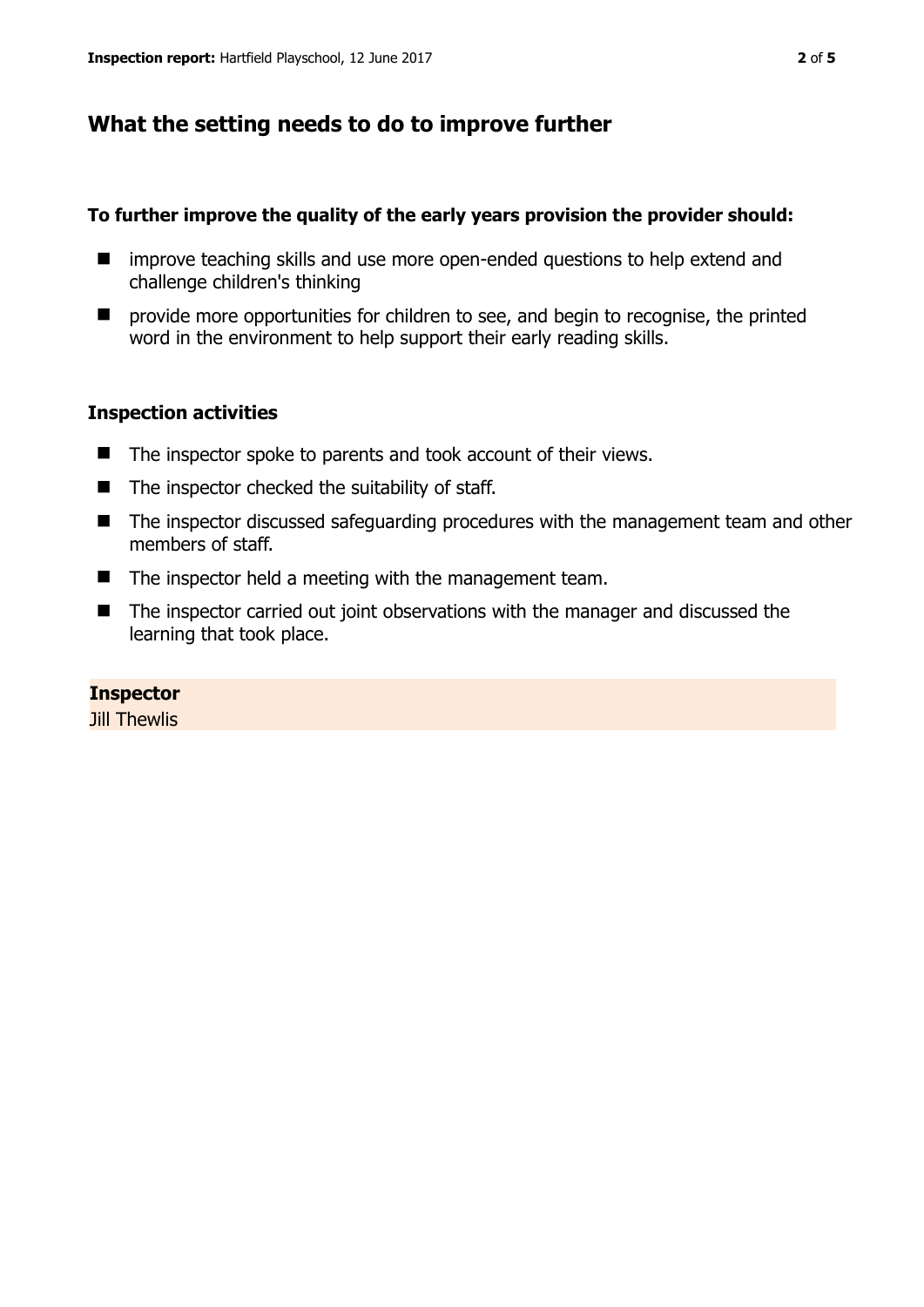## What the setting needs to do to improve further

**To further improve the quality of the early years provision the provider should:**

- improve teaching skills and use more open-ended questions to help extend and challenge children's thinking
- provide more opportunities for children to see, and begin to recognise, the printed word in the environment to help support their early reading skills.

### Inspection activities

- The inspector spoke to parents and took account of their views.
- The inspector checked the suitability of staff.
- The inspector discussed safeguarding procedures with the management team and other members of staff.
- The inspector held a meeting with the management team.
- The inspector carried out joint observations with the manager and discussed the learning that took place.

**Inspector**
Jill Thewlis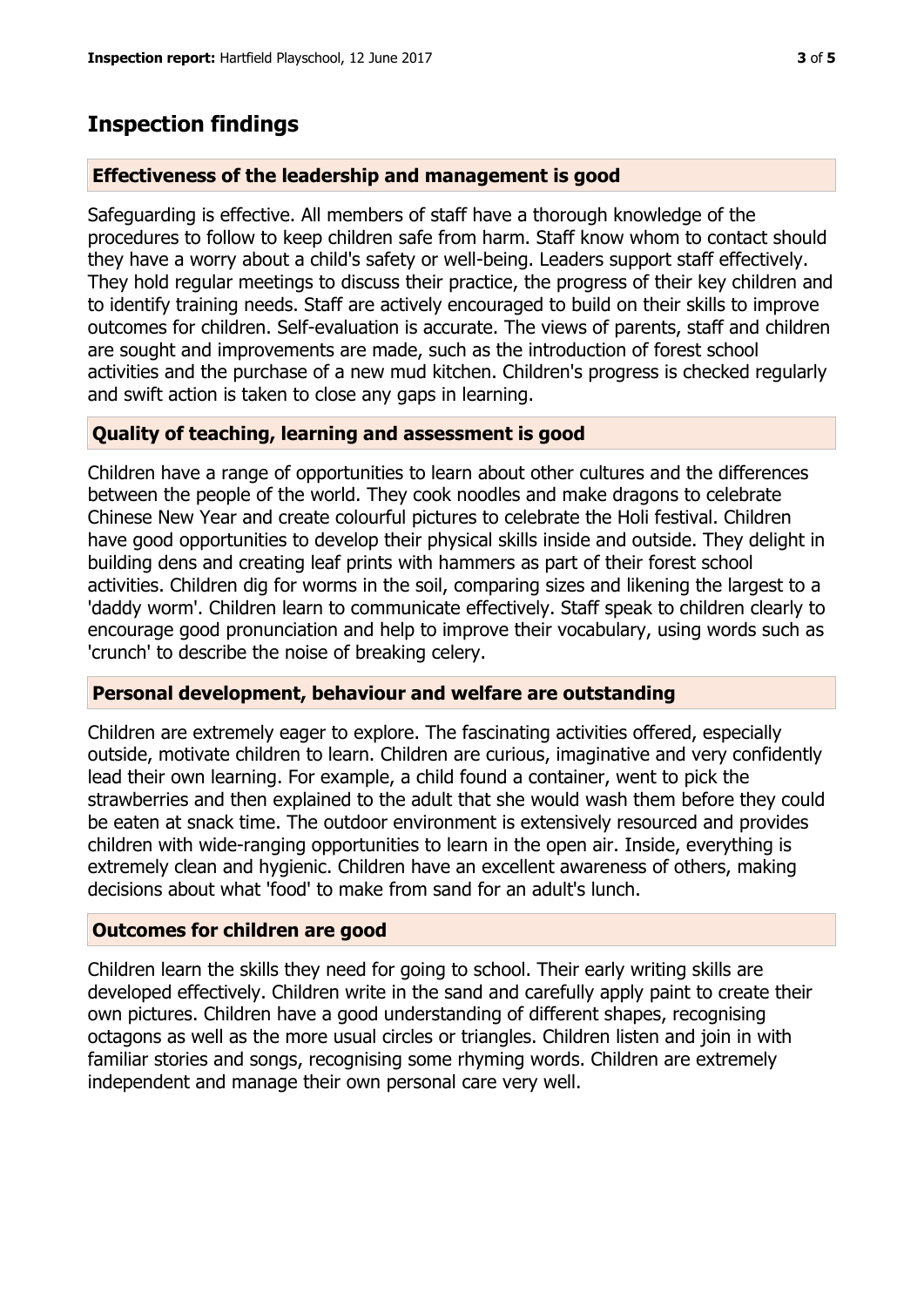## Inspection findings

### Effectiveness of the leadership and management is good

Safeguarding is effective. All members of staff have a thorough knowledge of the procedures to follow to keep children safe from harm. Staff know whom to contact should they have a worry about a child's safety or well-being. Leaders support staff effectively. They hold regular meetings to discuss their practice, the progress of their key children and to identify training needs. Staff are actively encouraged to build on their skills to improve outcomes for children. Self-evaluation is accurate. The views of parents, staff and children are sought and improvements are made, such as the introduction of forest school activities and the purchase of a new mud kitchen. Children's progress is checked regularly and swift action is taken to close any gaps in learning.

### Quality of teaching, learning and assessment is good

Children have a range of opportunities to learn about other cultures and the differences between the people of the world. They cook noodles and make dragons to celebrate Chinese New Year and create colourful pictures to celebrate the Holi festival. Children have good opportunities to develop their physical skills inside and outside. They delight in building dens and creating leaf prints with hammers as part of their forest school activities. Children dig for worms in the soil, comparing sizes and likening the largest to a 'daddy worm'. Children learn to communicate effectively. Staff speak to children clearly to encourage good pronunciation and help to improve their vocabulary, using words such as 'crunch' to describe the noise of breaking celery.

### Personal development, behaviour and welfare are outstanding

Children are extremely eager to explore. The fascinating activities offered, especially outside, motivate children to learn. Children are curious, imaginative and very confidently lead their own learning. For example, a child found a container, went to pick the strawberries and then explained to the adult that she would wash them before they could be eaten at snack time. The outdoor environment is extensively resourced and provides children with wide-ranging opportunities to learn in the open air. Inside, everything is extremely clean and hygienic. Children have an excellent awareness of others, making decisions about what 'food' to make from sand for an adult's lunch.

### Outcomes for children are good

Children learn the skills they need for going to school. Their early writing skills are developed effectively. Children write in the sand and carefully apply paint to create their own pictures. Children have a good understanding of different shapes, recognising octagons as well as the more usual circles or triangles. Children listen and join in with familiar stories and songs, recognising some rhyming words. Children are extremely independent and manage their own personal care very well.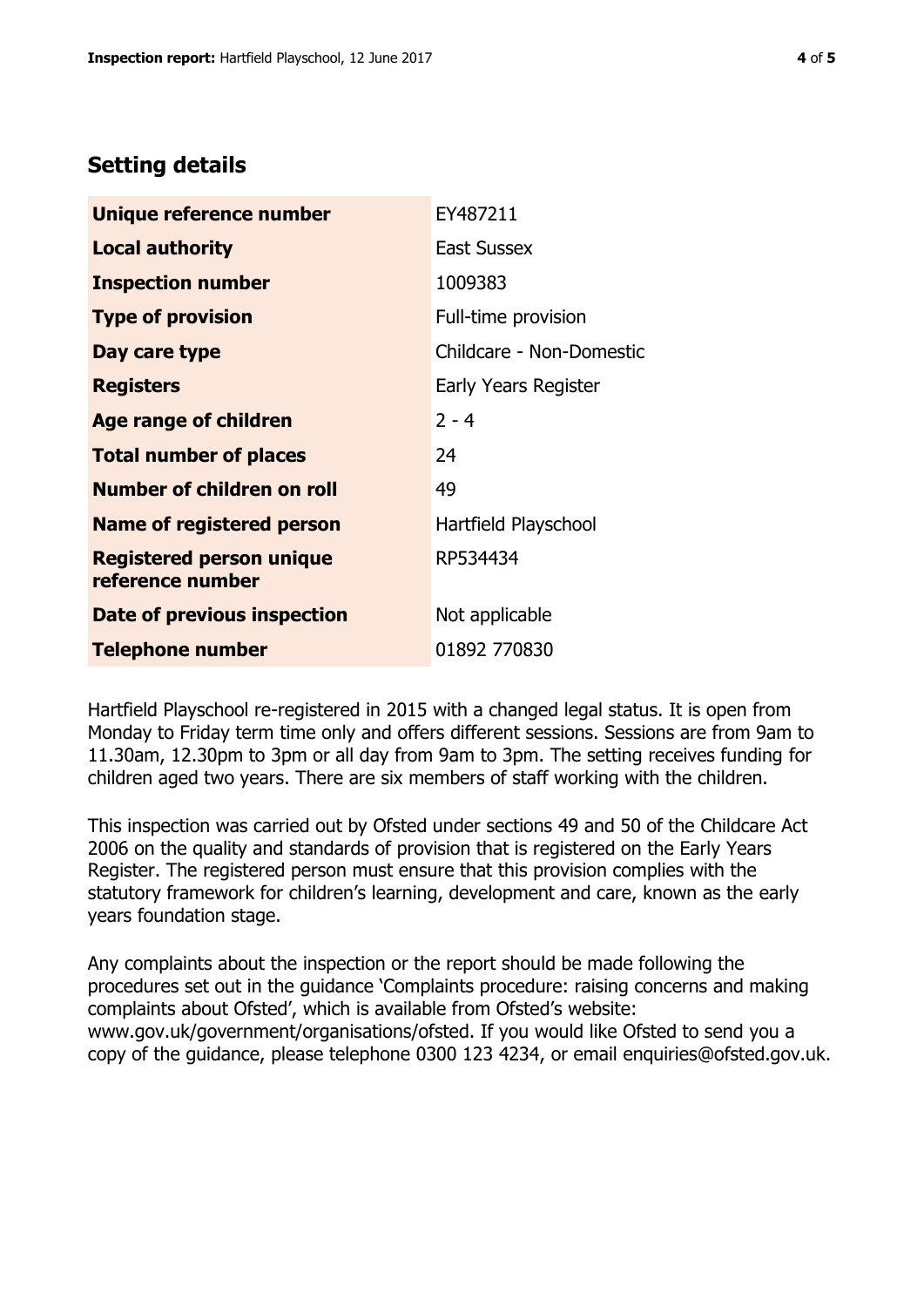## Setting details

| | |
|---|---|
| **Unique reference number** | EY487211 |
| **Local authority** | East Sussex |
| **Inspection number** | 1009383 |
| **Type of provision** | Full-time provision |
| **Day care type** | Childcare - Non-Domestic |
| **Registers** | Early Years Register |
| **Age range of children** | 2 - 4 |
| **Total number of places** | 24 |
| **Number of children on roll** | 49 |
| **Name of registered person** | Hartfield Playschool |
| **Registered person unique reference number** | RP534434 |
| **Date of previous inspection** | Not applicable |
| **Telephone number** | 01892 770830 |

Hartfield Playschool re-registered in 2015 with a changed legal status. It is open from Monday to Friday term time only and offers different sessions. Sessions are from 9am to 11.30am, 12.30pm to 3pm or all day from 9am to 3pm. The setting receives funding for children aged two years. There are six members of staff working with the children.

This inspection was carried out by Ofsted under sections 49 and 50 of the Childcare Act 2006 on the quality and standards of provision that is registered on the Early Years Register. The registered person must ensure that this provision complies with the statutory framework for children's learning, development and care, known as the early years foundation stage.

Any complaints about the inspection or the report should be made following the procedures set out in the guidance 'Complaints procedure: raising concerns and making complaints about Ofsted', which is available from Ofsted's website: www.gov.uk/government/organisations/ofsted. If you would like Ofsted to send you a copy of the guidance, please telephone 0300 123 4234, or email enquiries@ofsted.gov.uk.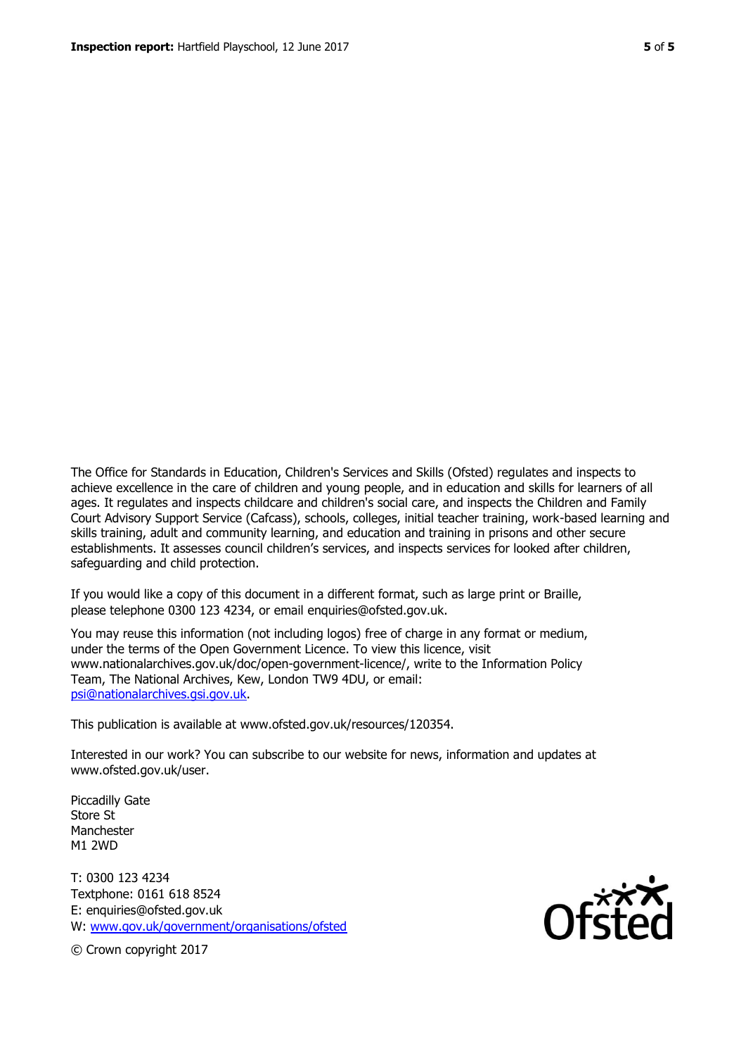The Office for Standards in Education, Children's Services and Skills (Ofsted) regulates and inspects to achieve excellence in the care of children and young people, and in education and skills for learners of all ages. It regulates and inspects childcare and children's social care, and inspects the Children and Family Court Advisory Support Service (Cafcass), schools, colleges, initial teacher training, work-based learning and skills training, adult and community learning, and education and training in prisons and other secure establishments. It assesses council children's services, and inspects services for looked after children, safeguarding and child protection.

If you would like a copy of this document in a different format, such as large print or Braille, please telephone 0300 123 4234, or email enquiries@ofsted.gov.uk.

You may reuse this information (not including logos) free of charge in any format or medium, under the terms of the Open Government Licence. To view this licence, visit www.nationalarchives.gov.uk/doc/open-government-licence/, write to the Information Policy Team, The National Archives, Kew, London TW9 4DU, or email: psi@nationalarchives.gsi.gov.uk.

This publication is available at www.ofsted.gov.uk/resources/120354.

Interested in our work? You can subscribe to our website for news, information and updates at www.ofsted.gov.uk/user.

Piccadilly Gate
Store St
Manchester
M1 2WD

T: 0300 123 4234
Textphone: 0161 618 8524
E: enquiries@ofsted.gov.uk
W: www.gov.uk/government/organisations/ofsted

© Crown copyright 2017